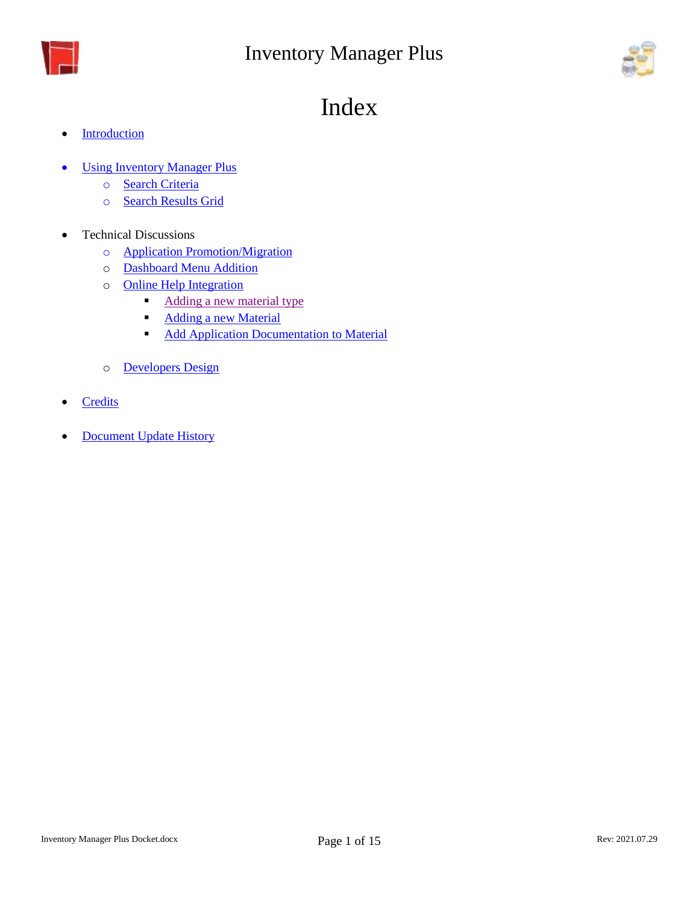# Inventory Manager Plus

## Index

- Introduction
- Using Inventory Manager Plus
  - Search Criteria
  - Search Results Grid
- Technical Discussions
  - Application Promotion/Migration
  - Dashboard Menu Addition
  - Online Help Integration
    - Adding a new material type
    - Adding a new Material
    - Add Application Documentation to Material
  - Developers Design
- Credits
- Document Update History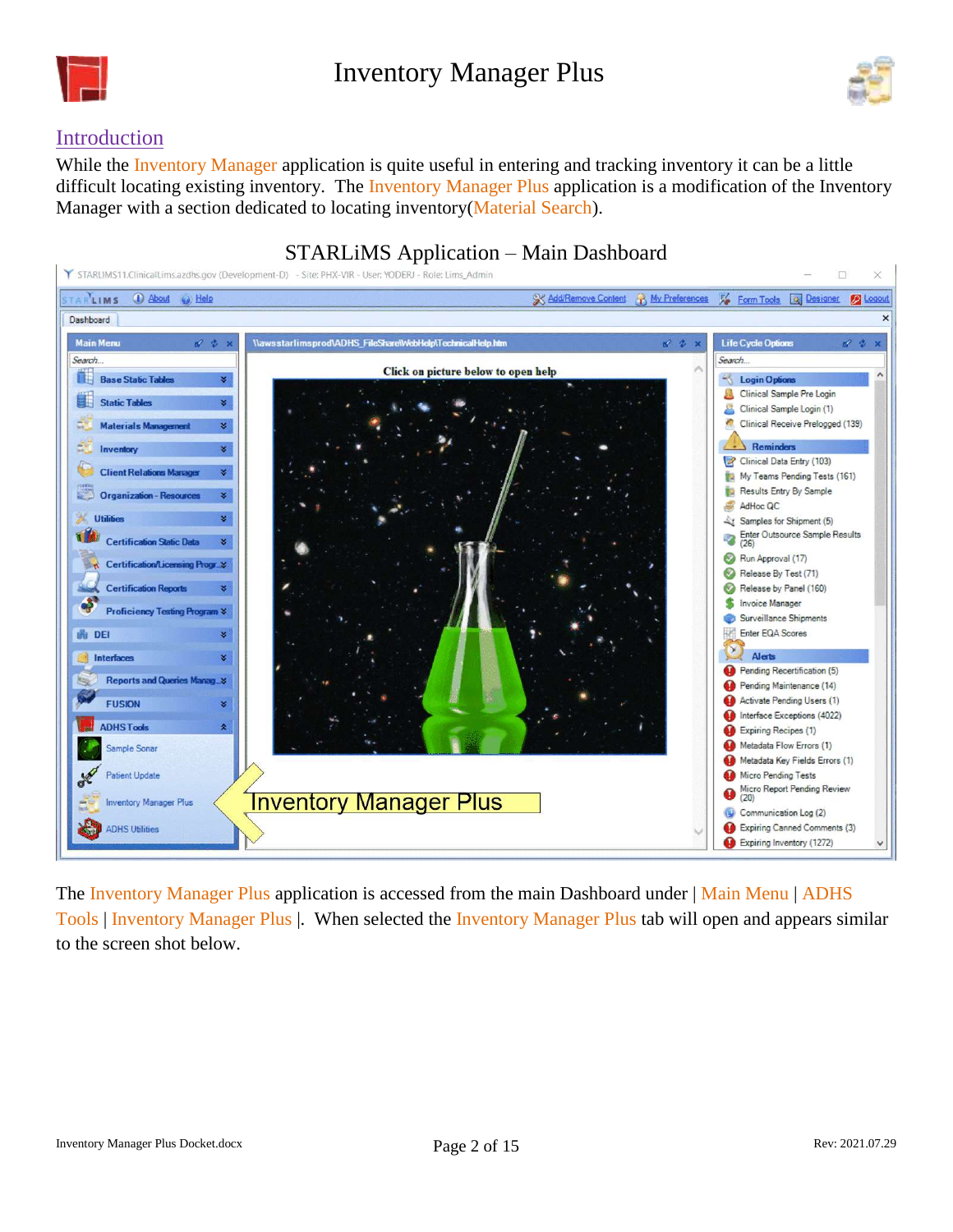## Introduction

While the Inventory Manager application is quite useful in entering and tracking inventory it can be a little difficult locating existing inventory. The Inventory Manager Plus application is a modification of the Inventory Manager with a section dedicated to locating inventory(Material Search).

STARLiMS Application – Main Dashboard

The Inventory Manager Plus application is accessed from the main Dashboard under | Main Menu | ADHS Tools | Inventory Manager Plus |. When selected the Inventory Manager Plus tab will open and appears similar to the screen shot below.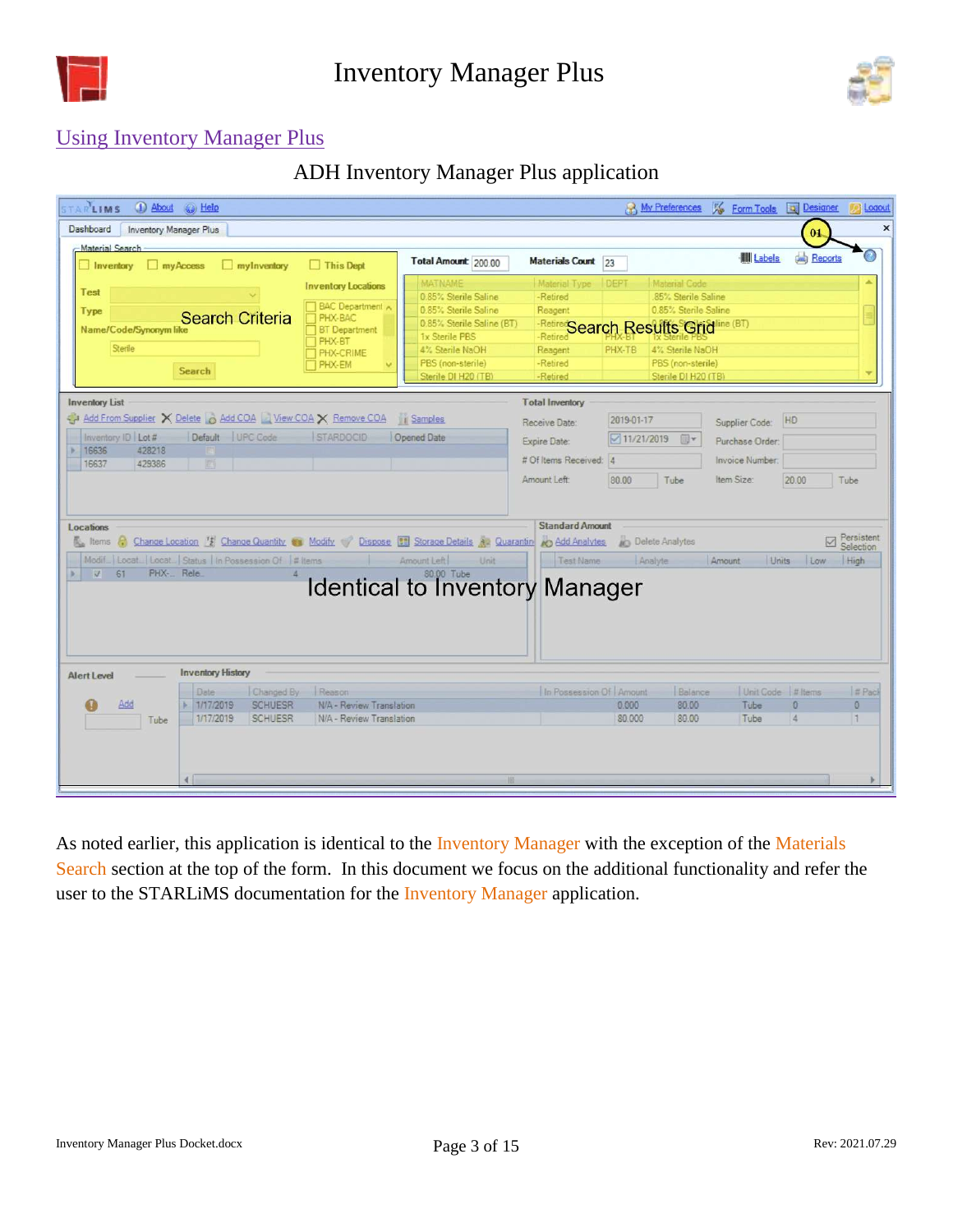## Using Inventory Manager Plus

ADH Inventory Manager Plus application

As noted earlier, this application is identical to the Inventory Manager with the exception of the Materials Search section at the top of the form. In this document we focus on the additional functionality and refer the user to the STARLiMS documentation for the Inventory Manager application.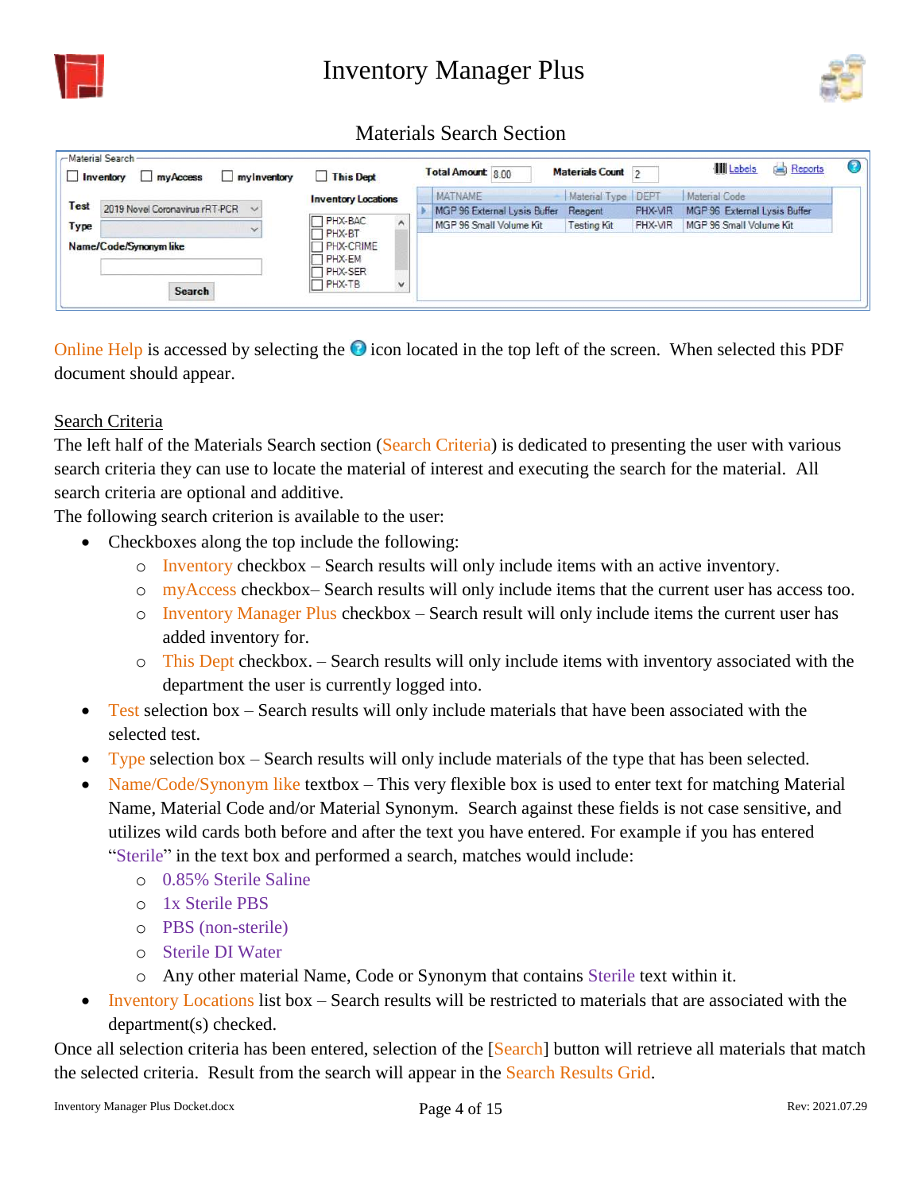## Materials Search Section

Online Help is accessed by selecting the icon located in the top left of the screen. When selected this PDF document should appear.

### Search Criteria

The left half of the Materials Search section (Search Criteria) is dedicated to presenting the user with various search criteria they can use to locate the material of interest and executing the search for the material. All search criteria are optional and additive.

The following search criterion is available to the user:

- Checkboxes along the top include the following:
  - Inventory checkbox – Search results will only include items with an active inventory.
  - myAccess checkbox– Search results will only include items that the current user has access too.
  - Inventory Manager Plus checkbox – Search result will only include items the current user has added inventory for.
  - This Dept checkbox. – Search results will only include items with inventory associated with the department the user is currently logged into.
- Test selection box – Search results will only include materials that have been associated with the selected test.
- Type selection box – Search results will only include materials of the type that has been selected.
- Name/Code/Synonym like textbox – This very flexible box is used to enter text for matching Material Name, Material Code and/or Material Synonym. Search against these fields is not case sensitive, and utilizes wild cards both before and after the text you have entered. For example if you has entered "Sterile" in the text box and performed a search, matches would include:
  - 0.85% Sterile Saline
  - 1x Sterile PBS
  - PBS (non-sterile)
  - Sterile DI Water
  - Any other material Name, Code or Synonym that contains Sterile text within it.
- Inventory Locations list box – Search results will be restricted to materials that are associated with the department(s) checked.

Once all selection criteria has been entered, selection of the [Search] button will retrieve all materials that match the selected criteria. Result from the search will appear in the Search Results Grid.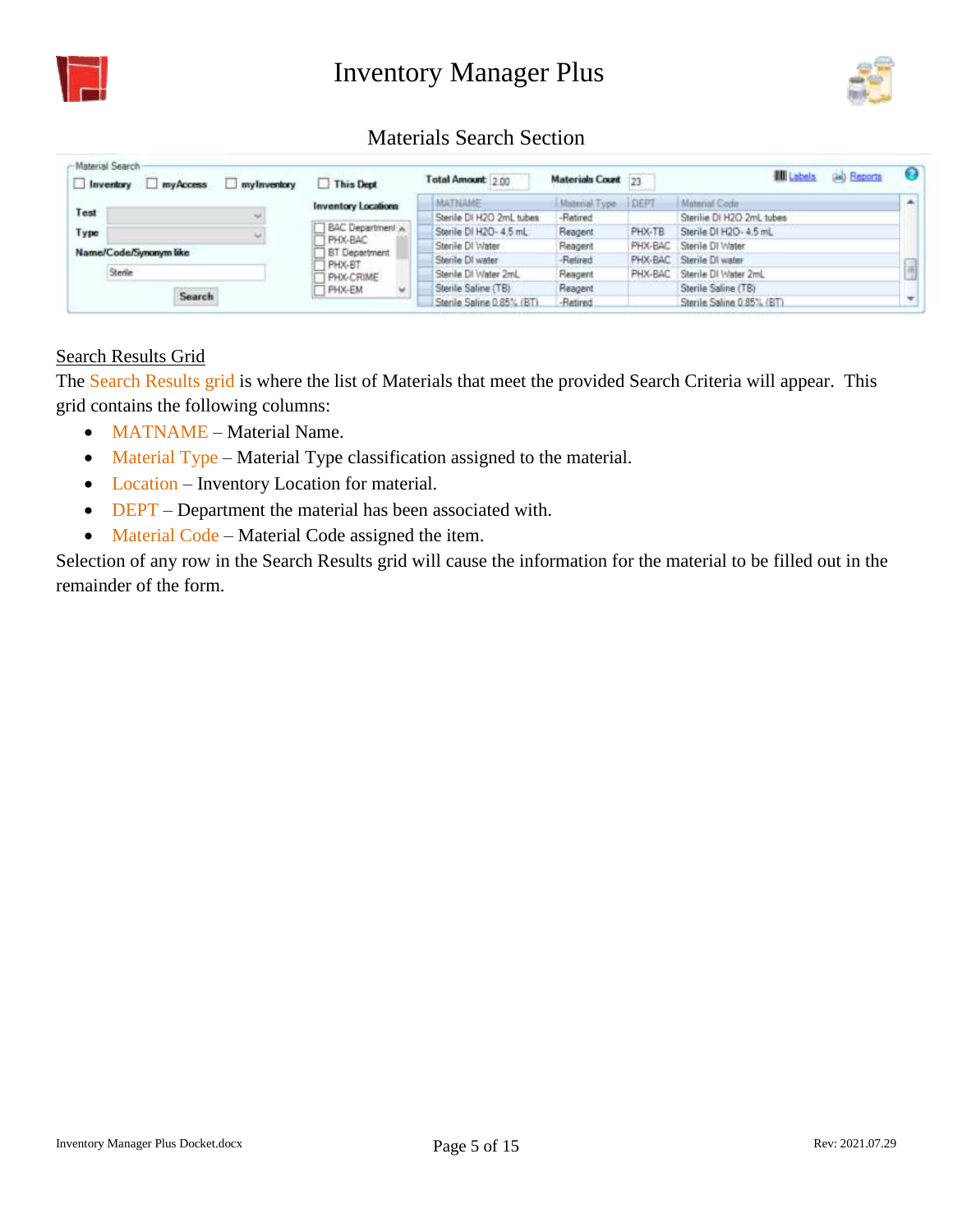## Materials Search Section

Search Results Grid

The Search Results grid is where the list of Materials that meet the provided Search Criteria will appear. This grid contains the following columns:

- MATNAME – Material Name.
- Material Type – Material Type classification assigned to the material.
- Location – Inventory Location for material.
- DEPT – Department the material has been associated with.
- Material Code – Material Code assigned the item.

Selection of any row in the Search Results grid will cause the information for the material to be filled out in the remainder of the form.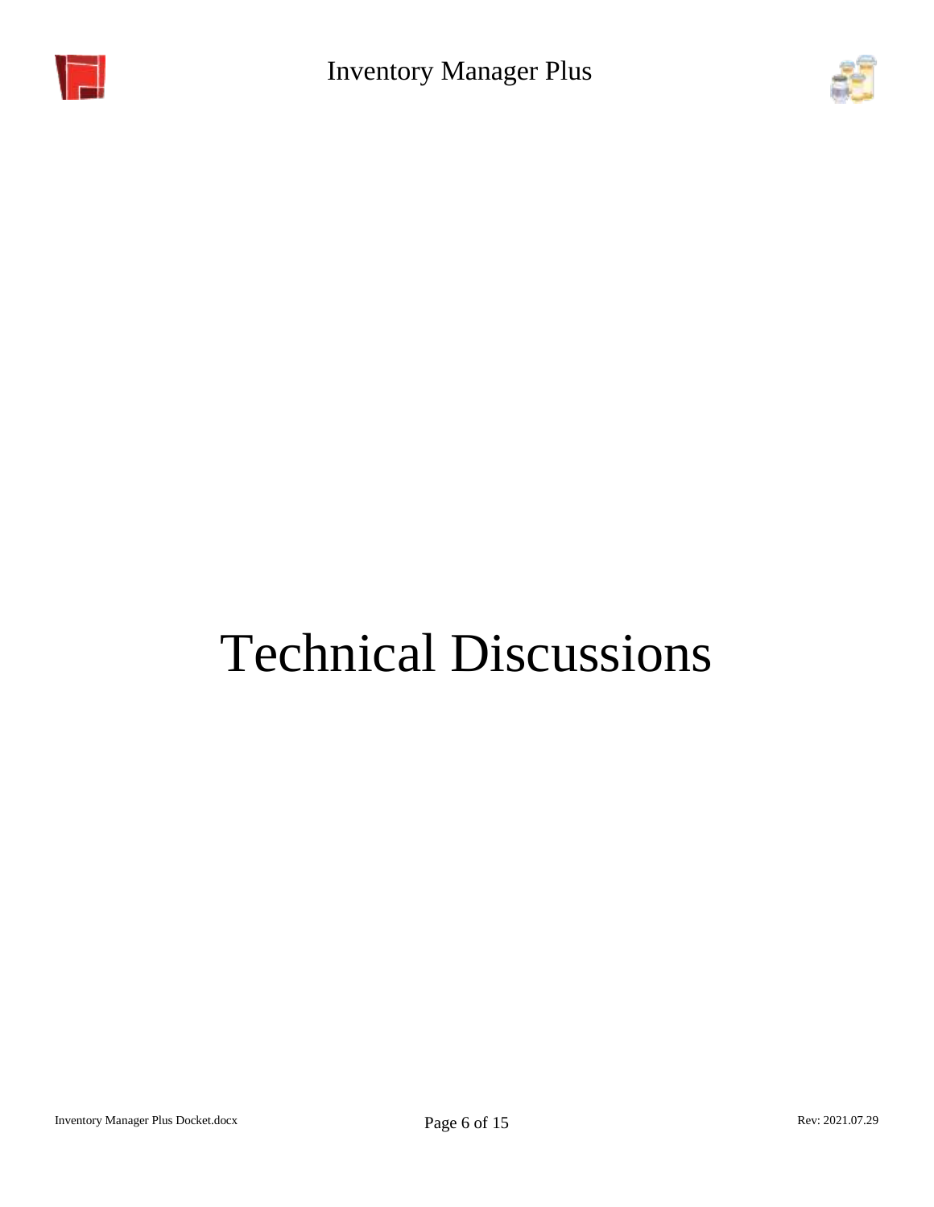# Technical Discussions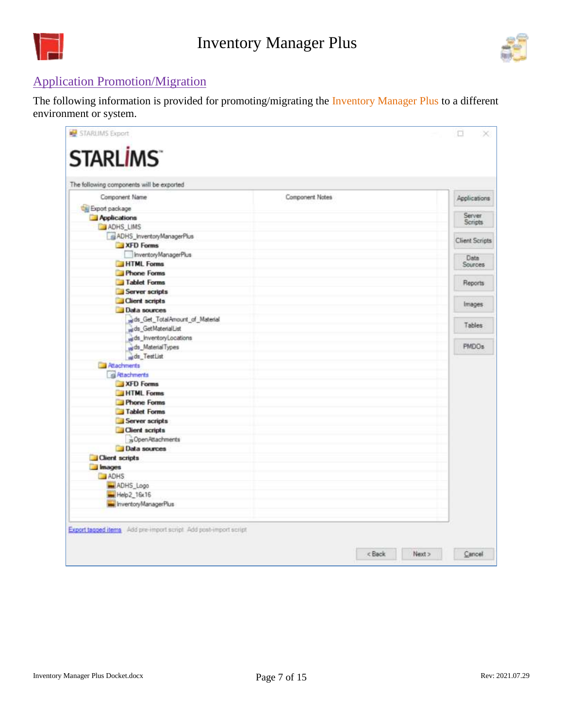## Application Promotion/Migration

The following information is provided for promoting/migrating the Inventory Manager Plus to a different environment or system.

STARLIMS Export

STARLIMS

The following components will be exported

| Component Name | Component Notes |
|---|---|
| Export package | |
| Applications | |
| ADHS_LIMS | |
| ADHS_InventoryManagerPlus | |
| XFD Forms | |
| InventoryManagerPlus | |
| HTML Forms | |
| Phone Forms | |
| Tablet Forms | |
| Server scripts | |
| Client scripts | |
| Data sources | |
| ds_Get_TotalAmount_of_Material | |
| ds_GetMaterialList | |
| ds_InventoryLocations | |
| ds_MaterialTypes | |
| ds_TestList | |
| Attachments | |
| Attachments | |
| XFD Forms | |
| HTML Forms | |
| Phone Forms | |
| Tablet Forms | |
| Server scripts | |
| Client scripts | |
| OpenAttachments | |
| Data sources | |
| Client scripts | |
| Images | |
| ADHS | |
| ADHS_Logo | |
| Help2_16x16 | |
| InventoryManagerPlus | |

Applications | Server Scripts | Client Scripts | Data Sources | Reports | Images | Tables | PMDOs

Export tagged items   Add pre-import script   Add post-import script

< Back   Next >   Cancel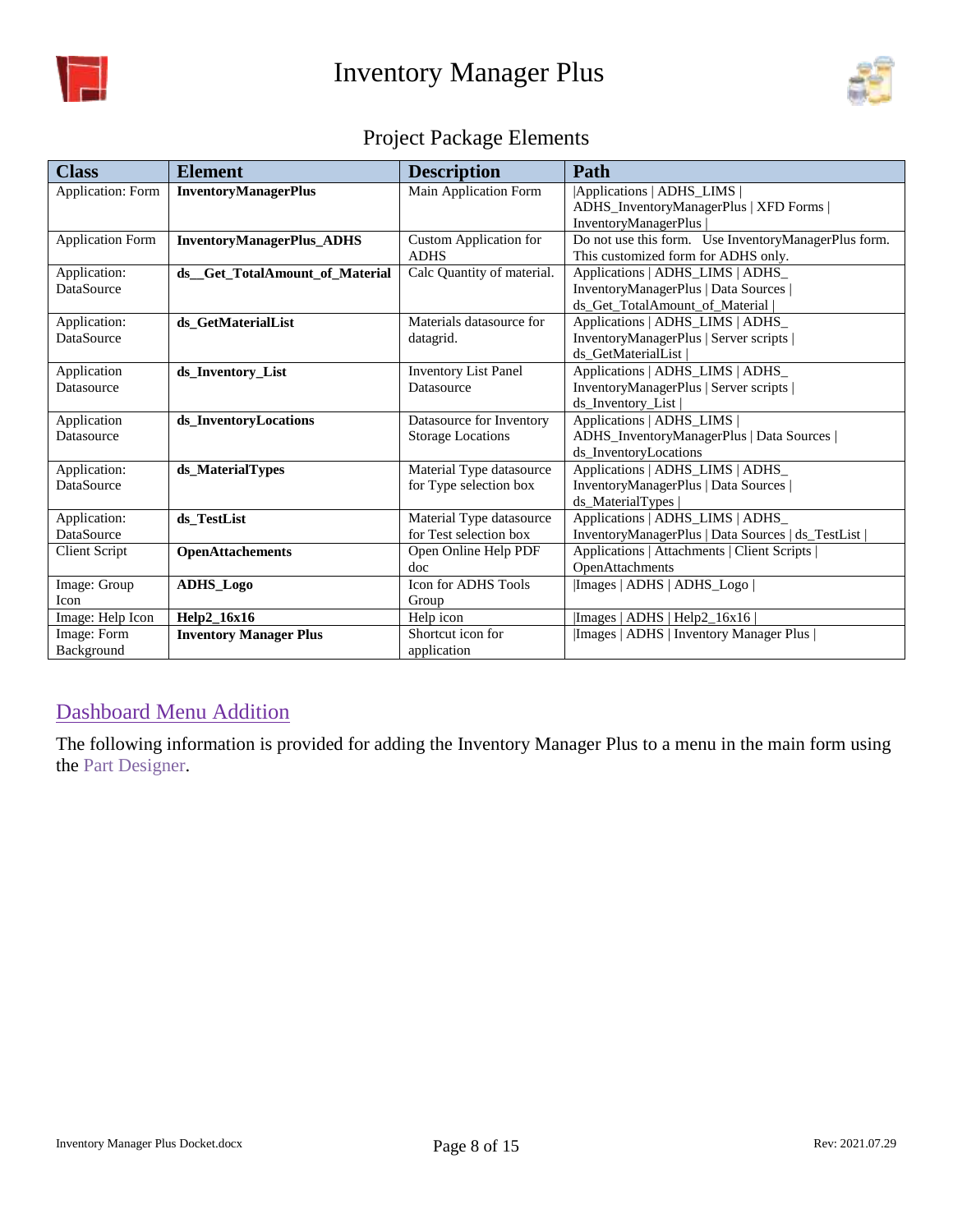## Project Package Elements

| Class | Element | Description | Path |
|---|---|---|---|
| Application: Form | **InventoryManagerPlus** | Main Application Form | \|Applications \| ADHS_LIMS \| ADHS_InventoryManagerPlus \| XFD Forms \| InventoryManagerPlus \| |
| Application Form | **InventoryManagerPlus_ADHS** | Custom Application for ADHS | Do not use this form. Use InventoryManagerPlus form. This customized form for ADHS only. |
| Application: DataSource | **ds__Get_TotalAmount_of_Material** | Calc Quantity of material. | Applications \| ADHS_LIMS \| ADHS_ InventoryManagerPlus \| Data Sources \| ds_Get_TotalAmount_of_Material \| |
| Application: DataSource | **ds_GetMaterialList** | Materials datasource for datagrid. | Applications \| ADHS_LIMS \| ADHS_ InventoryManagerPlus \| Server scripts \| ds_GetMaterialList \| |
| Application Datasource | **ds_Inventory_List** | Inventory List Panel Datasource | Applications \| ADHS_LIMS \| ADHS_ InventoryManagerPlus \| Server scripts \| ds_Inventory_List \| |
| Application Datasource | **ds_InventoryLocations** | Datasource for Inventory Storage Locations | Applications \| ADHS_LIMS \| ADHS_InventoryManagerPlus \| Data Sources \| ds_InventoryLocations |
| Application: DataSource | **ds_MaterialTypes** | Material Type datasource for Type selection box | Applications \| ADHS_LIMS \| ADHS_ InventoryManagerPlus \| Data Sources \| ds_MaterialTypes \| |
| Application: DataSource | **ds_TestList** | Material Type datasource for Test selection box | Applications \| ADHS_LIMS \| ADHS_ InventoryManagerPlus \| Data Sources \| ds_TestList \| |
| Client Script | **OpenAttachements** | Open Online Help PDF doc | Applications \| Attachments \| Client Scripts \| OpenAttachments |
| Image: Group Icon | **ADHS_Logo** | Icon for ADHS Tools Group | \|Images \| ADHS \| ADHS_Logo \| |
| Image: Help Icon | **Help2_16x16** | Help icon | \|Images \| ADHS \| Help2_16x16 \| |
| Image: Form Background | **Inventory Manager Plus** | Shortcut icon for application | \|Images \| ADHS \| Inventory Manager Plus \| |

## Dashboard Menu Addition

The following information is provided for adding the Inventory Manager Plus to a menu in the main form using the Part Designer.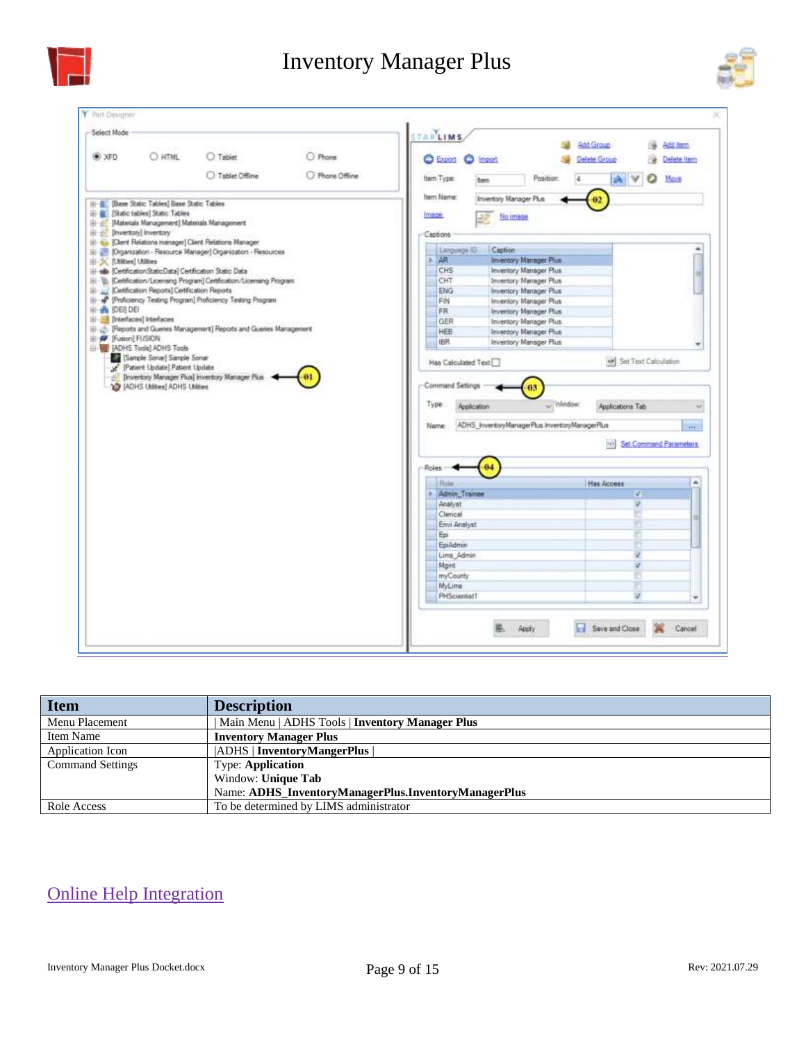| Item | Description |
| --- | --- |
| Menu Placement | \| Main Menu \| ADHS Tools \| **Inventory Manager Plus** |
| Item Name | **Inventory Manager Plus** |
| Application Icon | \|ADHS \| **InventoryMangerPlus** \| |
| Command Settings | Type: **Application**<br>Window: **Unique Tab**<br>Name: **ADHS_InventoryManagerPlus.InventoryManagerPlus** |
| Role Access | To be determined by LIMS administrator |

## Online Help Integration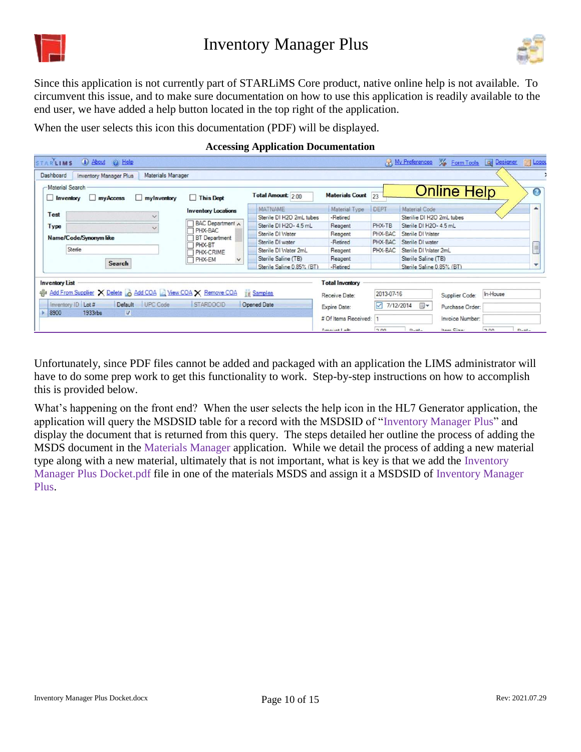Since this application is not currently part of STARLiMS Core product, native online help is not available. To circumvent this issue, and to make sure documentation on how to use this application is readily available to the end user, we have added a help button located in the top right of the application.

When the user selects this icon this documentation (PDF) will be displayed.

**Accessing Application Documentation**

Unfortunately, since PDF files cannot be added and packaged with an application the LIMS administrator will have to do some prep work to get this functionality to work. Step-by-step instructions on how to accomplish this is provided below.

What's happening on the front end? When the user selects the help icon in the HL7 Generator application, the application will query the MSDSID table for a record with the MSDSID of "Inventory Manager Plus" and display the document that is returned from this query. The steps detailed her outline the process of adding the MSDS document in the Materials Manager application. While we detail the process of adding a new material type along with a new material, ultimately that is not important, what is key is that we add the Inventory Manager Plus Docket.pdf file in one of the materials MSDS and assign it a MSDSID of Inventory Manager Plus.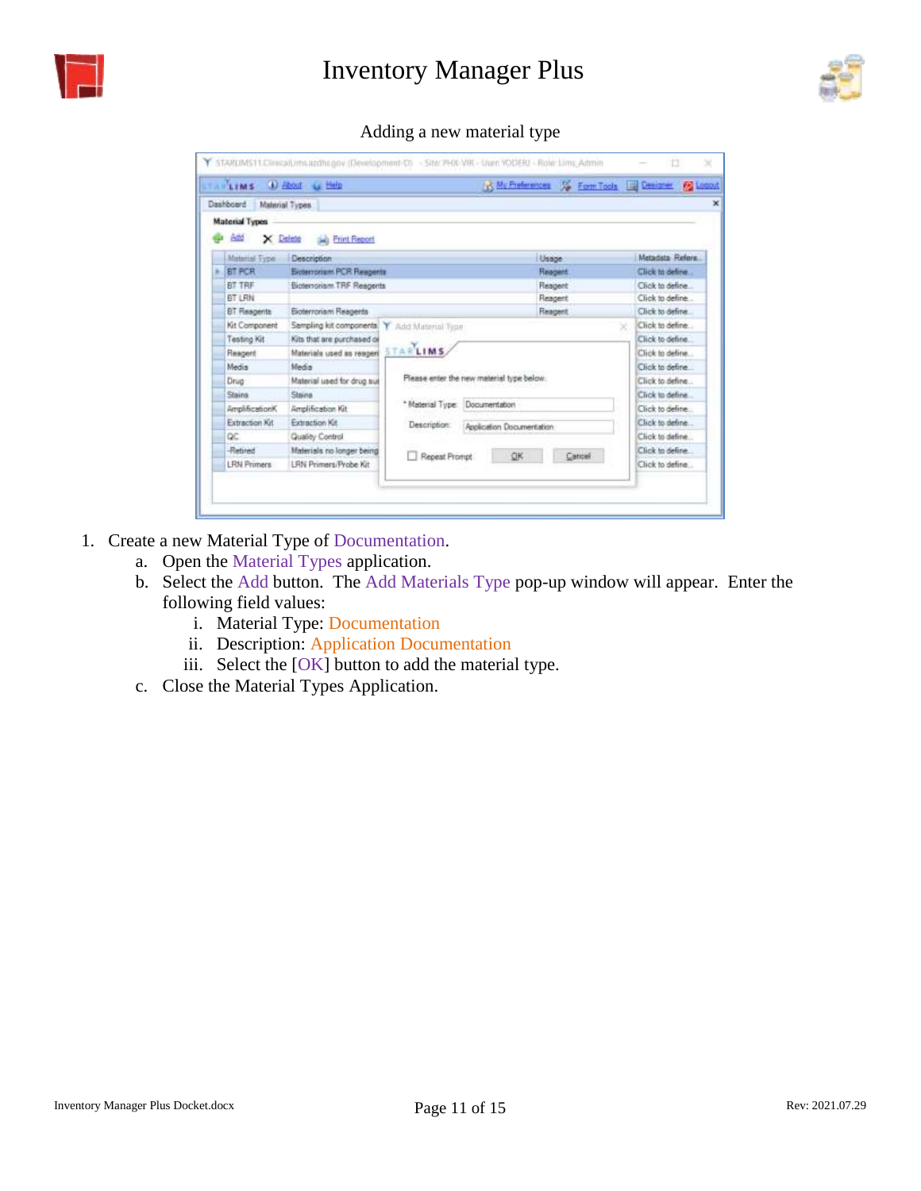Adding a new material type

1. Create a new Material Type of Documentation.
   a. Open the Material Types application.
   b. Select the Add button. The Add Materials Type pop-up window will appear. Enter the following field values:
      i. Material Type: Documentation
      ii. Description: Application Documentation
      iii. Select the [OK] button to add the material type.
   c. Close the Material Types Application.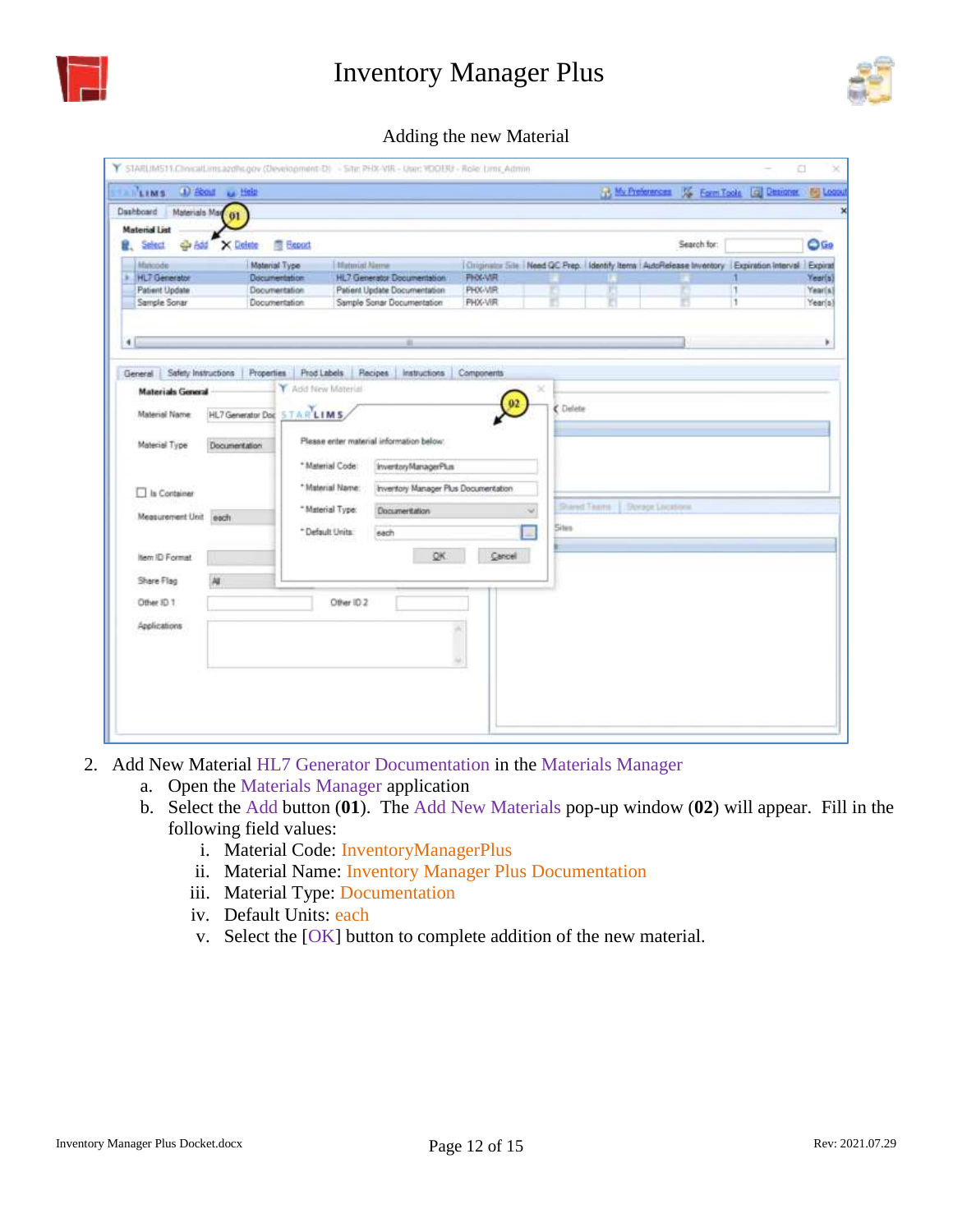Adding the new Material

2. Add New Material HL7 Generator Documentation in the Materials Manager
   a. Open the Materials Manager application
   b. Select the Add button (**01**). The Add New Materials pop-up window (**02**) will appear. Fill in the following field values:
      i. Material Code: InventoryManagerPlus
      ii. Material Name: Inventory Manager Plus Documentation
      iii. Material Type: Documentation
      iv. Default Units: each
      v. Select the [OK] button to complete addition of the new material.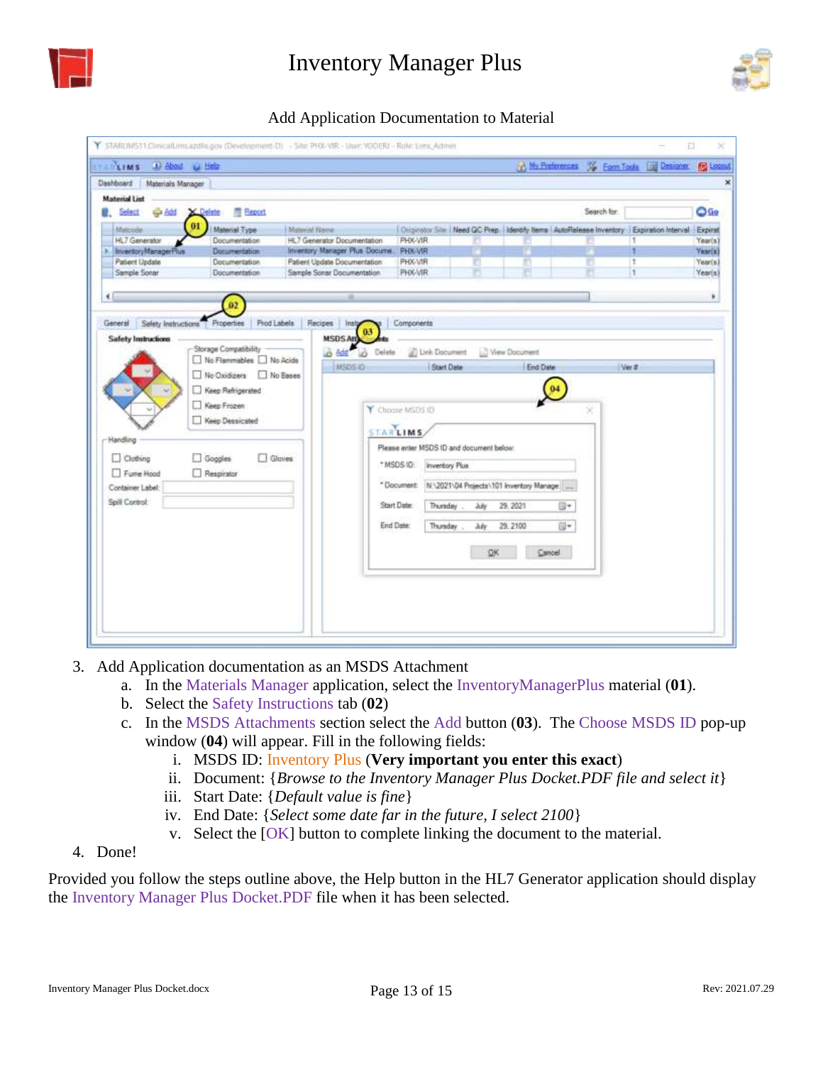Add Application Documentation to Material

3. Add Application documentation as an MSDS Attachment
   a. In the Materials Manager application, select the InventoryManagerPlus material (**01**).
   b. Select the Safety Instructions tab (**02**)
   c. In the MSDS Attachments section select the Add button (**03**). The Choose MSDS ID pop-up window (**04**) will appear. Fill in the following fields:
      i. MSDS ID: Inventory Plus (**Very important you enter this exact**)
      ii. Document: {*Browse to the Inventory Manager Plus Docket.PDF file and select it*}
      iii. Start Date: {*Default value is fine*}
      iv. End Date: {*Select some date far in the future, I select 2100*}
      v. Select the [OK] button to complete linking the document to the material.
4. Done!

Provided you follow the steps outline above, the Help button in the HL7 Generator application should display the Inventory Manager Plus Docket.PDF file when it has been selected.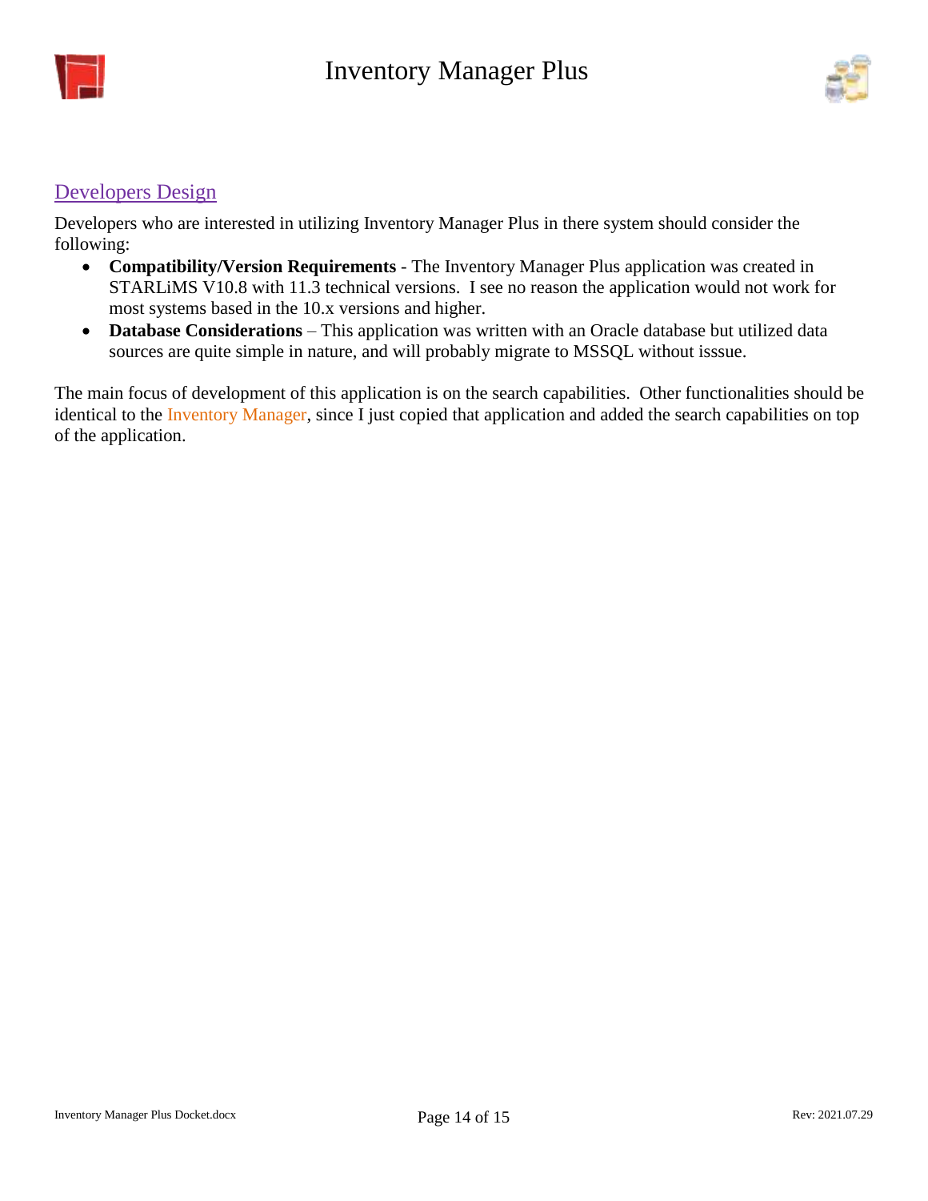## Developers Design

Developers who are interested in utilizing Inventory Manager Plus in there system should consider the following:

- **Compatibility/Version Requirements** - The Inventory Manager Plus application was created in STARLiMS V10.8 with 11.3 technical versions. I see no reason the application would not work for most systems based in the 10.x versions and higher.
- **Database Considerations** – This application was written with an Oracle database but utilized data sources are quite simple in nature, and will probably migrate to MSSQL without isssue.

The main focus of development of this application is on the search capabilities. Other functionalities should be identical to the Inventory Manager, since I just copied that application and added the search capabilities on top of the application.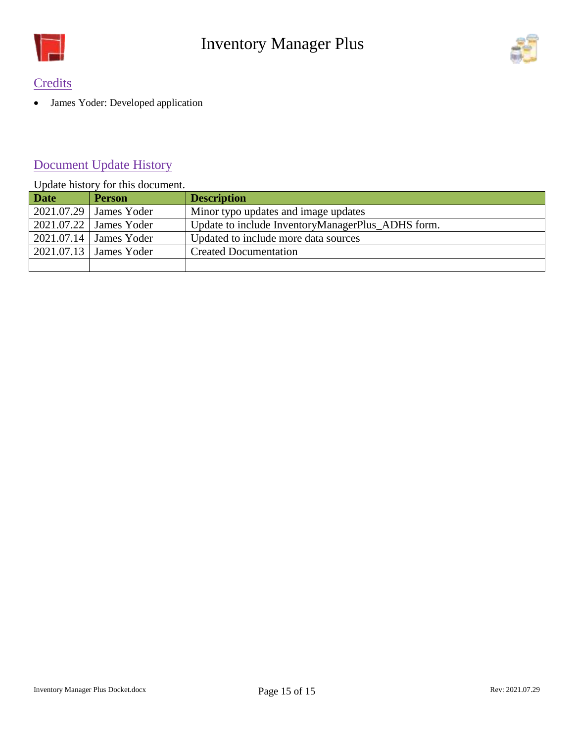## Credits

- James Yoder: Developed application

## Document Update History

Update history for this document.

| Date | Person | Description |
| --- | --- | --- |
| 2021.07.29 | James Yoder | Minor typo updates and image updates |
| 2021.07.22 | James Yoder | Update to include InventoryManagerPlus_ADHS form. |
| 2021.07.14 | James Yoder | Updated to include more data sources |
| 2021.07.13 | James Yoder | Created Documentation |
| | | |